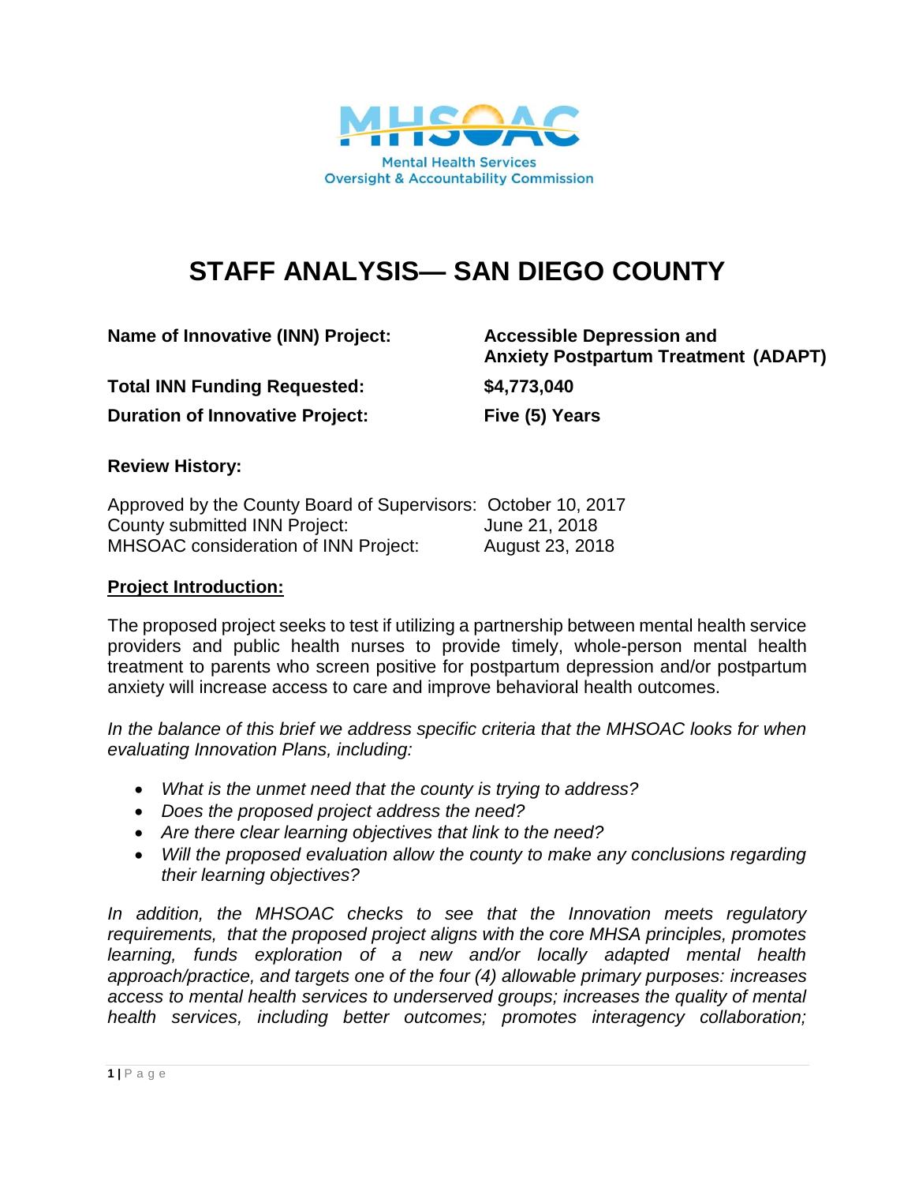Mental Health Services Oversight & Accountability Commission

# STAFF ANALYSIS— SAN DIEGO COUNTY

**Name of Innovative (INN) Project:** **Accessible Depression and Anxiety Postpartum Treatment (ADAPT)**

**Total INN Funding Requested:** **$4,773,040**

**Duration of Innovative Project:** **Five (5) Years**

**Review History:**

Approved by the County Board of Supervisors: October 10, 2017
County submitted INN Project: June 21, 2018
MHSOAC consideration of INN Project: August 23, 2018

**Project Introduction:**

The proposed project seeks to test if utilizing a partnership between mental health service providers and public health nurses to provide timely, whole-person mental health treatment to parents who screen positive for postpartum depression and/or postpartum anxiety will increase access to care and improve behavioral health outcomes.

*In the balance of this brief we address specific criteria that the MHSOAC looks for when evaluating Innovation Plans, including:*

- *What is the unmet need that the county is trying to address?*
- *Does the proposed project address the need?*
- *Are there clear learning objectives that link to the need?*
- *Will the proposed evaluation allow the county to make any conclusions regarding their learning objectives?*

*In addition, the MHSOAC checks to see that the Innovation meets regulatory requirements, that the proposed project aligns with the core MHSA principles, promotes learning, funds exploration of a new and/or locally adapted mental health approach/practice, and targets one of the four (4) allowable primary purposes: increases access to mental health services to underserved groups; increases the quality of mental health services, including better outcomes; promotes interagency collaboration;*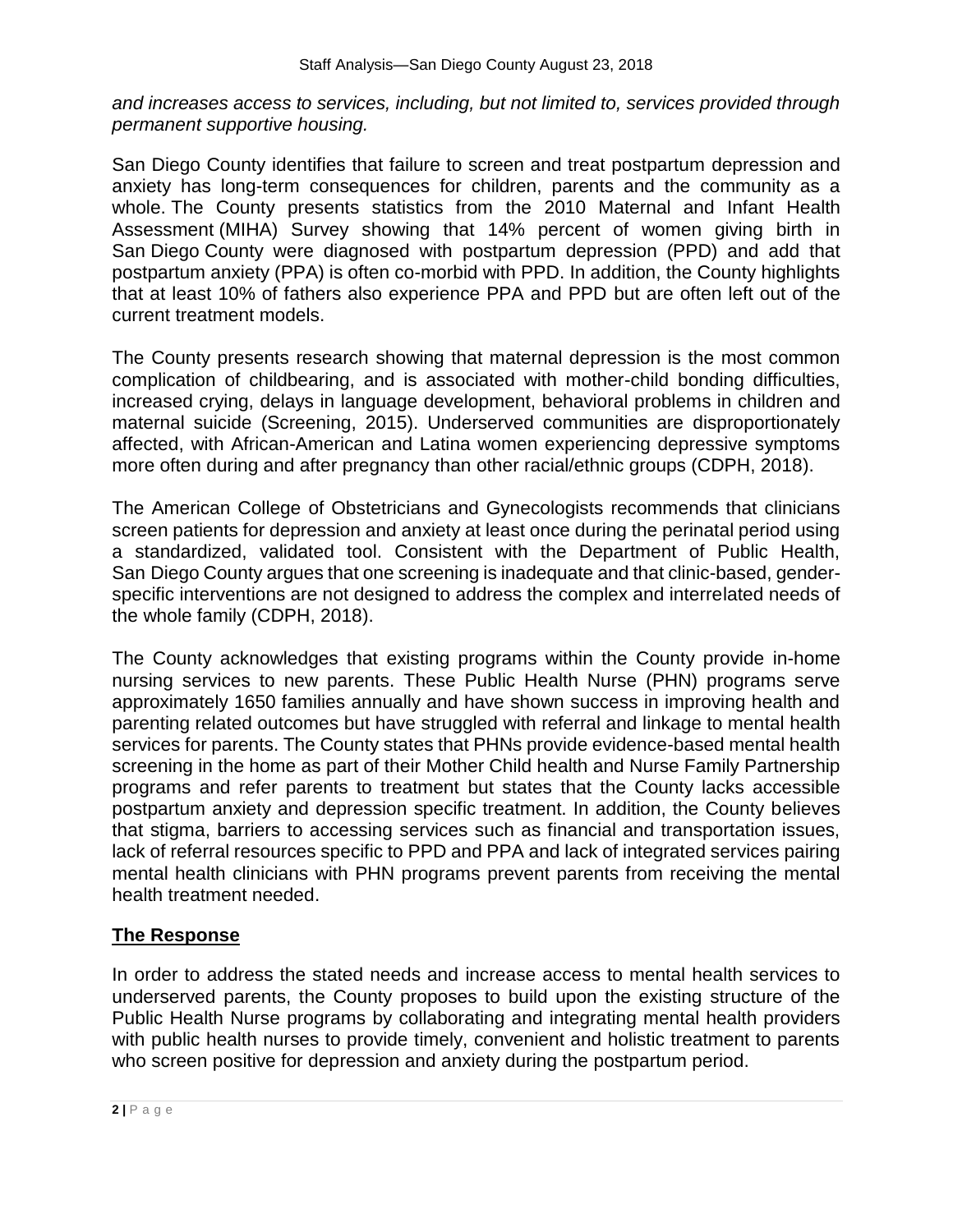*and increases access to services, including, but not limited to, services provided through permanent supportive housing.*

San Diego County identifies that failure to screen and treat postpartum depression and anxiety has long-term consequences for children, parents and the community as a whole. The County presents statistics from the 2010 Maternal and Infant Health Assessment (MIHA) Survey showing that 14% percent of women giving birth in San Diego County were diagnosed with postpartum depression (PPD) and add that postpartum anxiety (PPA) is often co-morbid with PPD. In addition, the County highlights that at least 10% of fathers also experience PPA and PPD but are often left out of the current treatment models.

The County presents research showing that maternal depression is the most common complication of childbearing, and is associated with mother-child bonding difficulties, increased crying, delays in language development, behavioral problems in children and maternal suicide (Screening, 2015). Underserved communities are disproportionately affected, with African-American and Latina women experiencing depressive symptoms more often during and after pregnancy than other racial/ethnic groups (CDPH, 2018).

The American College of Obstetricians and Gynecologists recommends that clinicians screen patients for depression and anxiety at least once during the perinatal period using a standardized, validated tool. Consistent with the Department of Public Health, San Diego County argues that one screening is inadequate and that clinic-based, gender-specific interventions are not designed to address the complex and interrelated needs of the whole family (CDPH, 2018).

The County acknowledges that existing programs within the County provide in-home nursing services to new parents. These Public Health Nurse (PHN) programs serve approximately 1650 families annually and have shown success in improving health and parenting related outcomes but have struggled with referral and linkage to mental health services for parents. The County states that PHNs provide evidence-based mental health screening in the home as part of their Mother Child health and Nurse Family Partnership programs and refer parents to treatment but states that the County lacks accessible postpartum anxiety and depression specific treatment. In addition, the County believes that stigma, barriers to accessing services such as financial and transportation issues, lack of referral resources specific to PPD and PPA and lack of integrated services pairing mental health clinicians with PHN programs prevent parents from receiving the mental health treatment needed.

## The Response

In order to address the stated needs and increase access to mental health services to underserved parents, the County proposes to build upon the existing structure of the Public Health Nurse programs by collaborating and integrating mental health providers with public health nurses to provide timely, convenient and holistic treatment to parents who screen positive for depression and anxiety during the postpartum period.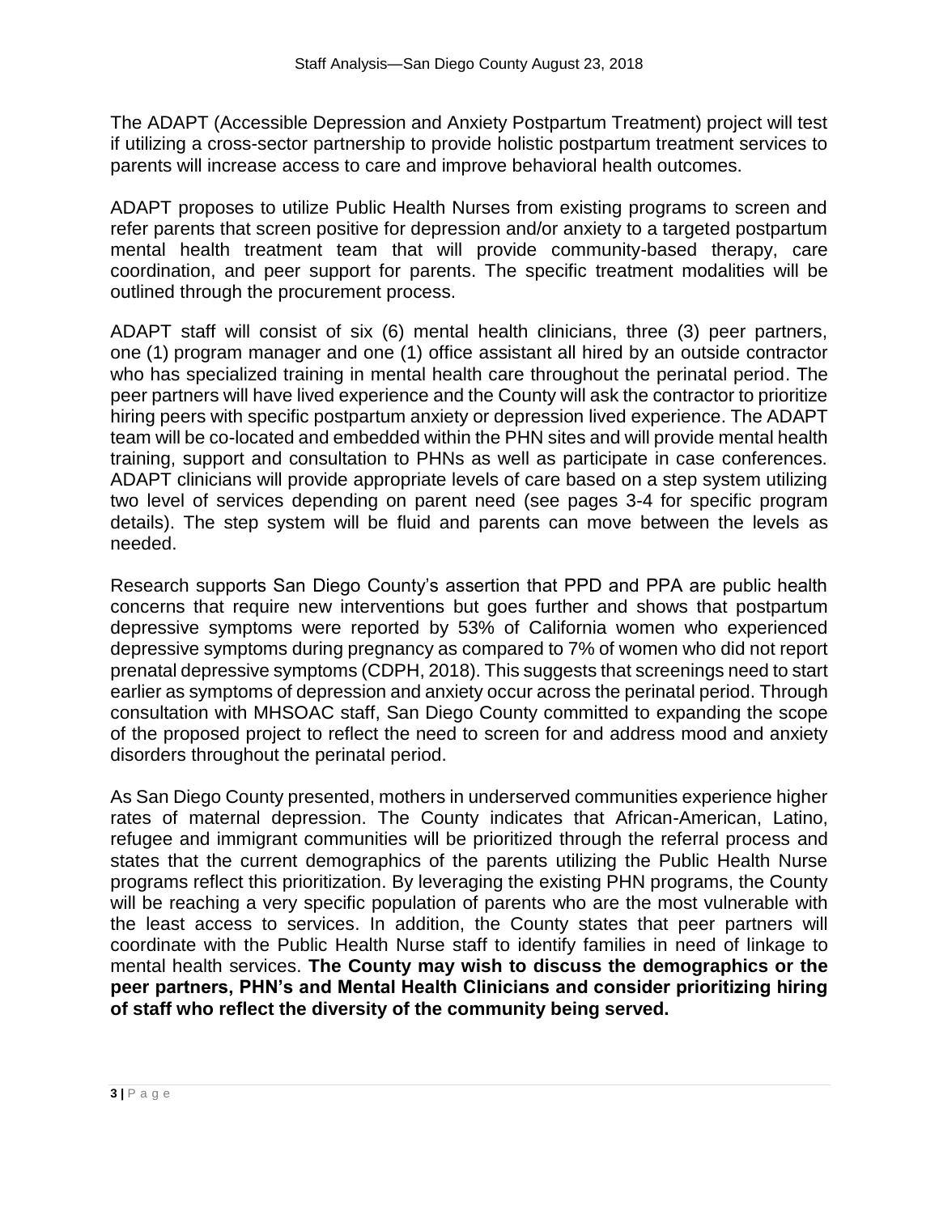The ADAPT (Accessible Depression and Anxiety Postpartum Treatment) project will test if utilizing a cross-sector partnership to provide holistic postpartum treatment services to parents will increase access to care and improve behavioral health outcomes.

ADAPT proposes to utilize Public Health Nurses from existing programs to screen and refer parents that screen positive for depression and/or anxiety to a targeted postpartum mental health treatment team that will provide community-based therapy, care coordination, and peer support for parents. The specific treatment modalities will be outlined through the procurement process.

ADAPT staff will consist of six (6) mental health clinicians, three (3) peer partners, one (1) program manager and one (1) office assistant all hired by an outside contractor who has specialized training in mental health care throughout the perinatal period. The peer partners will have lived experience and the County will ask the contractor to prioritize hiring peers with specific postpartum anxiety or depression lived experience. The ADAPT team will be co-located and embedded within the PHN sites and will provide mental health training, support and consultation to PHNs as well as participate in case conferences. ADAPT clinicians will provide appropriate levels of care based on a step system utilizing two level of services depending on parent need (see pages 3-4 for specific program details). The step system will be fluid and parents can move between the levels as needed.

Research supports San Diego County's assertion that PPD and PPA are public health concerns that require new interventions but goes further and shows that postpartum depressive symptoms were reported by 53% of California women who experienced depressive symptoms during pregnancy as compared to 7% of women who did not report prenatal depressive symptoms (CDPH, 2018). This suggests that screenings need to start earlier as symptoms of depression and anxiety occur across the perinatal period. Through consultation with MHSOAC staff, San Diego County committed to expanding the scope of the proposed project to reflect the need to screen for and address mood and anxiety disorders throughout the perinatal period.

As San Diego County presented, mothers in underserved communities experience higher rates of maternal depression. The County indicates that African-American, Latino, refugee and immigrant communities will be prioritized through the referral process and states that the current demographics of the parents utilizing the Public Health Nurse programs reflect this prioritization. By leveraging the existing PHN programs, the County will be reaching a very specific population of parents who are the most vulnerable with the least access to services. In addition, the County states that peer partners will coordinate with the Public Health Nurse staff to identify families in need of linkage to mental health services. **The County may wish to discuss the demographics or the peer partners, PHN's and Mental Health Clinicians and consider prioritizing hiring of staff who reflect the diversity of the community being served.**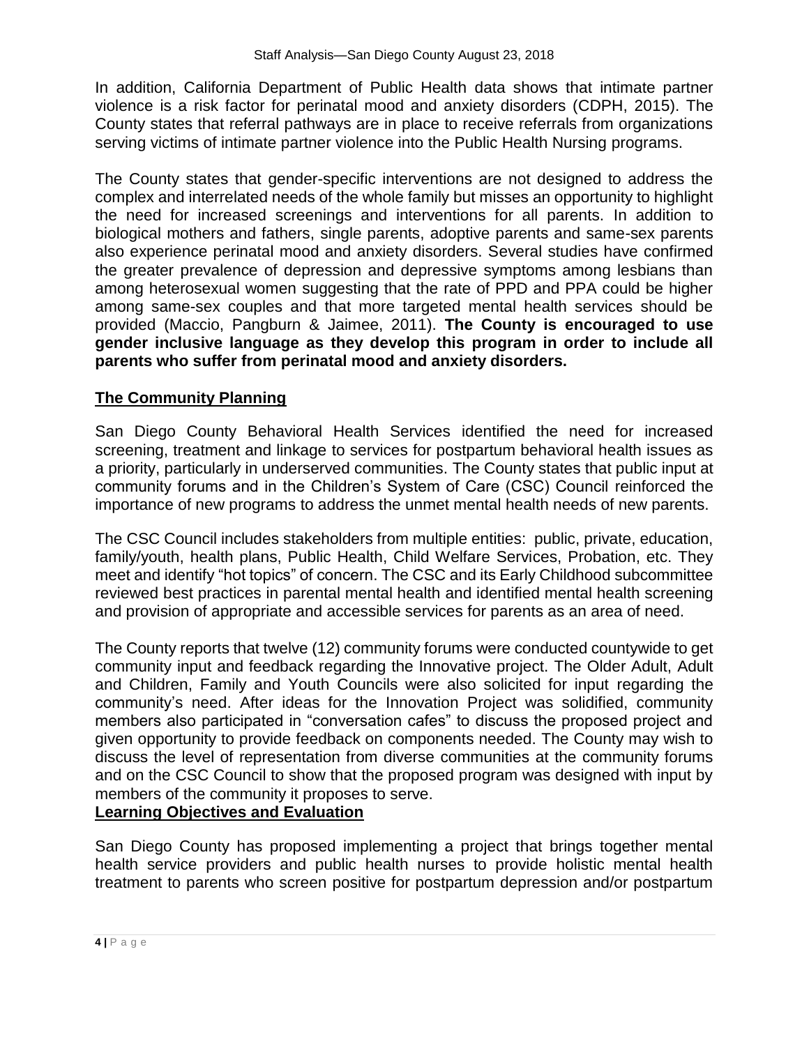In addition, California Department of Public Health data shows that intimate partner violence is a risk factor for perinatal mood and anxiety disorders (CDPH, 2015). The County states that referral pathways are in place to receive referrals from organizations serving victims of intimate partner violence into the Public Health Nursing programs.

The County states that gender-specific interventions are not designed to address the complex and interrelated needs of the whole family but misses an opportunity to highlight the need for increased screenings and interventions for all parents. In addition to biological mothers and fathers, single parents, adoptive parents and same-sex parents also experience perinatal mood and anxiety disorders. Several studies have confirmed the greater prevalence of depression and depressive symptoms among lesbians than among heterosexual women suggesting that the rate of PPD and PPA could be higher among same-sex couples and that more targeted mental health services should be provided (Maccio, Pangburn & Jaimee, 2011). **The County is encouraged to use gender inclusive language as they develop this program in order to include all parents who suffer from perinatal mood and anxiety disorders.**

## The Community Planning

San Diego County Behavioral Health Services identified the need for increased screening, treatment and linkage to services for postpartum behavioral health issues as a priority, particularly in underserved communities. The County states that public input at community forums and in the Children's System of Care (CSC) Council reinforced the importance of new programs to address the unmet mental health needs of new parents.

The CSC Council includes stakeholders from multiple entities: public, private, education, family/youth, health plans, Public Health, Child Welfare Services, Probation, etc. They meet and identify "hot topics" of concern. The CSC and its Early Childhood subcommittee reviewed best practices in parental mental health and identified mental health screening and provision of appropriate and accessible services for parents as an area of need.

The County reports that twelve (12) community forums were conducted countywide to get community input and feedback regarding the Innovative project. The Older Adult, Adult and Children, Family and Youth Councils were also solicited for input regarding the community's need. After ideas for the Innovation Project was solidified, community members also participated in "conversation cafes" to discuss the proposed project and given opportunity to provide feedback on components needed. The County may wish to discuss the level of representation from diverse communities at the community forums and on the CSC Council to show that the proposed program was designed with input by members of the community it proposes to serve.

## Learning Objectives and Evaluation

San Diego County has proposed implementing a project that brings together mental health service providers and public health nurses to provide holistic mental health treatment to parents who screen positive for postpartum depression and/or postpartum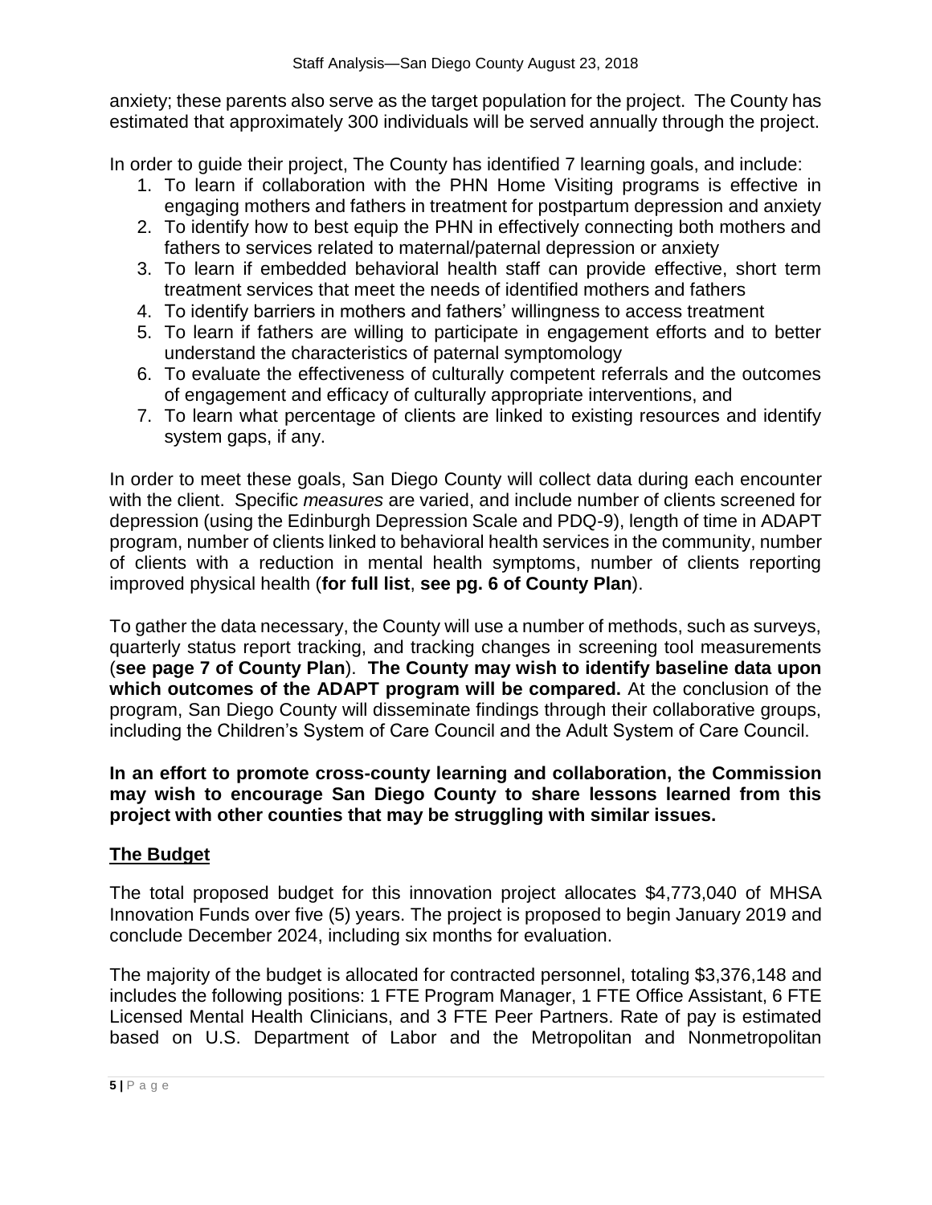anxiety; these parents also serve as the target population for the project. The County has estimated that approximately 300 individuals will be served annually through the project.

In order to guide their project, The County has identified 7 learning goals, and include:

1. To learn if collaboration with the PHN Home Visiting programs is effective in engaging mothers and fathers in treatment for postpartum depression and anxiety
2. To identify how to best equip the PHN in effectively connecting both mothers and fathers to services related to maternal/paternal depression or anxiety
3. To learn if embedded behavioral health staff can provide effective, short term treatment services that meet the needs of identified mothers and fathers
4. To identify barriers in mothers and fathers' willingness to access treatment
5. To learn if fathers are willing to participate in engagement efforts and to better understand the characteristics of paternal symptomology
6. To evaluate the effectiveness of culturally competent referrals and the outcomes of engagement and efficacy of culturally appropriate interventions, and
7. To learn what percentage of clients are linked to existing resources and identify system gaps, if any.

In order to meet these goals, San Diego County will collect data during each encounter with the client. Specific *measures* are varied, and include number of clients screened for depression (using the Edinburgh Depression Scale and PDQ-9), length of time in ADAPT program, number of clients linked to behavioral health services in the community, number of clients with a reduction in mental health symptoms, number of clients reporting improved physical health (**for full list**, **see pg. 6 of County Plan**).

To gather the data necessary, the County will use a number of methods, such as surveys, quarterly status report tracking, and tracking changes in screening tool measurements (**see page 7 of County Plan**). **The County may wish to identify baseline data upon which outcomes of the ADAPT program will be compared.** At the conclusion of the program, San Diego County will disseminate findings through their collaborative groups, including the Children's System of Care Council and the Adult System of Care Council.

**In an effort to promote cross-county learning and collaboration, the Commission may wish to encourage San Diego County to share lessons learned from this project with other counties that may be struggling with similar issues.**

## The Budget

The total proposed budget for this innovation project allocates $4,773,040 of MHSA Innovation Funds over five (5) years. The project is proposed to begin January 2019 and conclude December 2024, including six months for evaluation.

The majority of the budget is allocated for contracted personnel, totaling $3,376,148 and includes the following positions: 1 FTE Program Manager, 1 FTE Office Assistant, 6 FTE Licensed Mental Health Clinicians, and 3 FTE Peer Partners. Rate of pay is estimated based on U.S. Department of Labor and the Metropolitan and Nonmetropolitan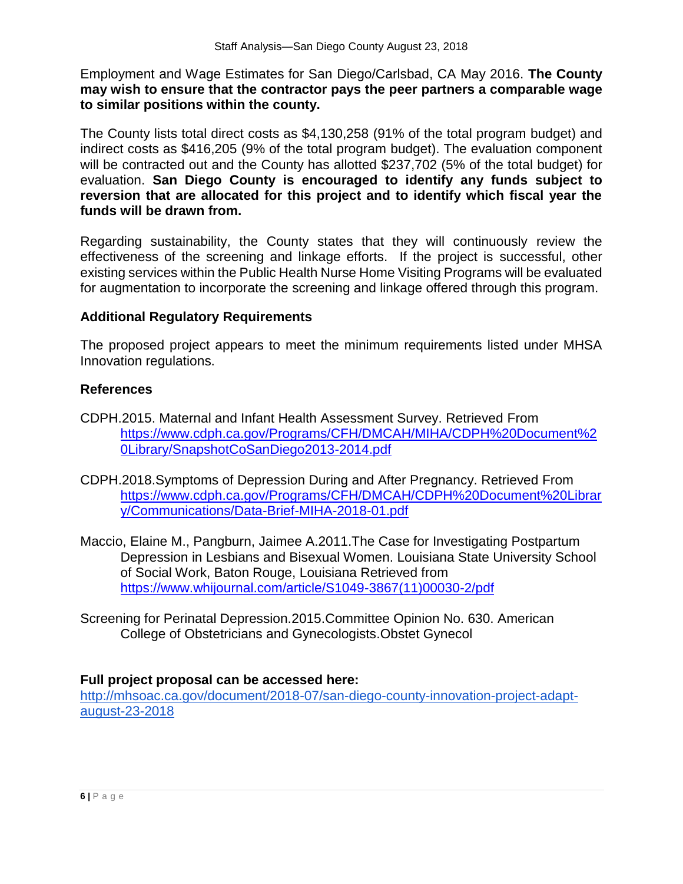Employment and Wage Estimates for San Diego/Carlsbad, CA May 2016. **The County may wish to ensure that the contractor pays the peer partners a comparable wage to similar positions within the county.**

The County lists total direct costs as $4,130,258 (91% of the total program budget) and indirect costs as $416,205 (9% of the total program budget). The evaluation component will be contracted out and the County has allotted $237,702 (5% of the total budget) for evaluation. **San Diego County is encouraged to identify any funds subject to reversion that are allocated for this project and to identify which fiscal year the funds will be drawn from.**

Regarding sustainability, the County states that they will continuously review the effectiveness of the screening and linkage efforts. If the project is successful, other existing services within the Public Health Nurse Home Visiting Programs will be evaluated for augmentation to incorporate the screening and linkage offered through this program.

### Additional Regulatory Requirements

The proposed project appears to meet the minimum requirements listed under MHSA Innovation regulations.

### References

CDPH.2015. Maternal and Infant Health Assessment Survey. Retrieved From https://www.cdph.ca.gov/Programs/CFH/DMCAH/MIHA/CDPH%20Document%20Library/SnapshotCoSanDiego2013-2014.pdf

CDPH.2018.Symptoms of Depression During and After Pregnancy. Retrieved From https://www.cdph.ca.gov/Programs/CFH/DMCAH/CDPH%20Document%20Library/Communications/Data-Brief-MIHA-2018-01.pdf

Maccio, Elaine M., Pangburn, Jaimee A.2011.The Case for Investigating Postpartum Depression in Lesbians and Bisexual Women. Louisiana State University School of Social Work, Baton Rouge, Louisiana Retrieved from https://www.whijournal.com/article/S1049-3867(11)00030-2/pdf

Screening for Perinatal Depression.2015.Committee Opinion No. 630. American College of Obstetricians and Gynecologists.Obstet Gynecol

**Full project proposal can be accessed here:**
http://mhsoac.ca.gov/document/2018-07/san-diego-county-innovation-project-adapt-august-23-2018